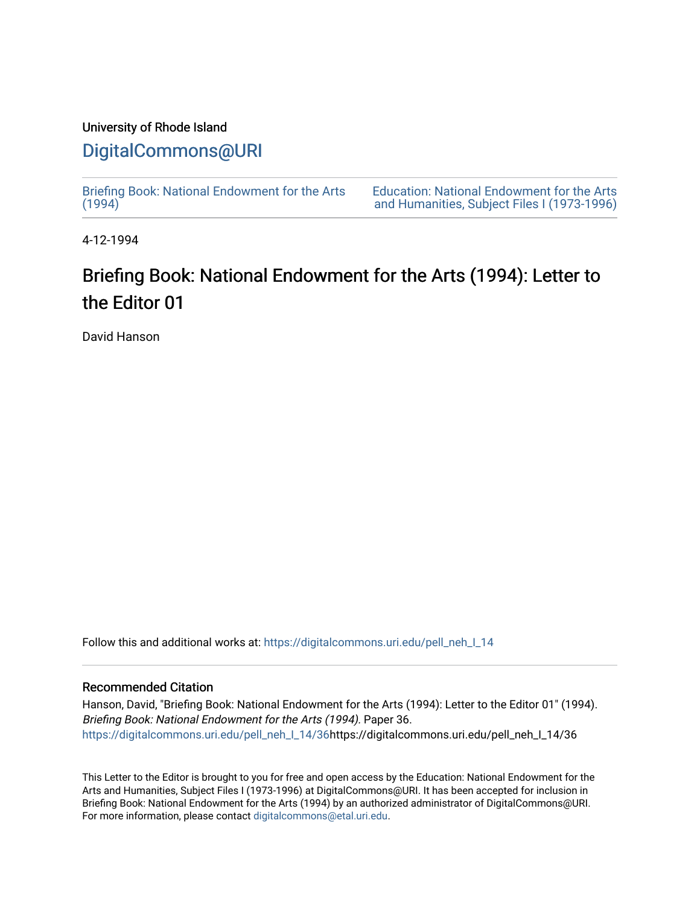University of Rhode Island

# DigitalCommons@URI

Briefing Book: National Endowment for the Arts (1994)

Education: National Endowment for the Arts and Humanities, Subject Files I (1973-1996)

4-12-1994

# Briefing Book: National Endowment for the Arts (1994): Letter to the Editor 01

David Hanson

Follow this and additional works at: https://digitalcommons.uri.edu/pell_neh_I_14

## Recommended Citation

Hanson, David, "Briefing Book: National Endowment for the Arts (1994): Letter to the Editor 01" (1994). *Briefing Book: National Endowment for the Arts (1994).* Paper 36.
https://digitalcommons.uri.edu/pell_neh_I_14/36https://digitalcommons.uri.edu/pell_neh_I_14/36

This Letter to the Editor is brought to you for free and open access by the Education: National Endowment for the Arts and Humanities, Subject Files I (1973-1996) at DigitalCommons@URI. It has been accepted for inclusion in Briefing Book: National Endowment for the Arts (1994) by an authorized administrator of DigitalCommons@URI. For more information, please contact digitalcommons@etal.uri.edu.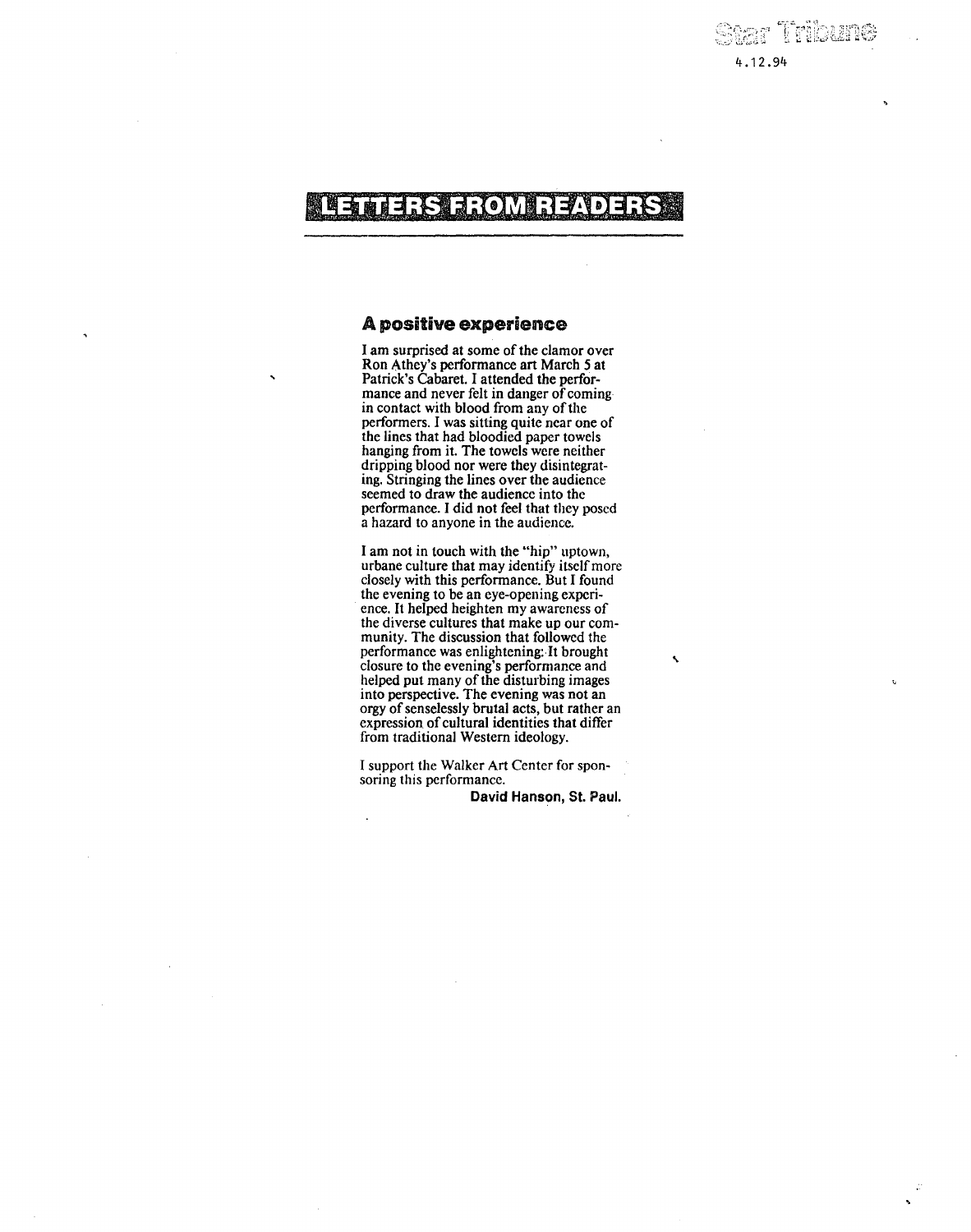Star Tribune

4.12.94

## LETTERS FROM READERS

### A positive experience

I am surprised at some of the clamor over Ron Athey's performance art March 5 at Patrick's Cabaret. I attended the performance and never felt in danger of coming in contact with blood from any of the performers. I was sitting quite near one of the lines that had bloodied paper towels hanging from it. The towels were neither dripping blood nor were they disintegrating. Stringing the lines over the audience seemed to draw the audience into the performance. I did not feel that they posed a hazard to anyone in the audience.

I am not in touch with the "hip" uptown, urbane culture that may identify itself more closely with this performance. But I found the evening to be an eye-opening experience. It helped heighten my awareness of the diverse cultures that make up our community. The discussion that followed the performance was enlightening: It brought closure to the evening's performance and helped put many of the disturbing images into perspective. The evening was not an orgy of senselessly brutal acts, but rather an expression of cultural identities that differ from traditional Western ideology.

I support the Walker Art Center for sponsoring this performance.

**David Hanson, St. Paul.**